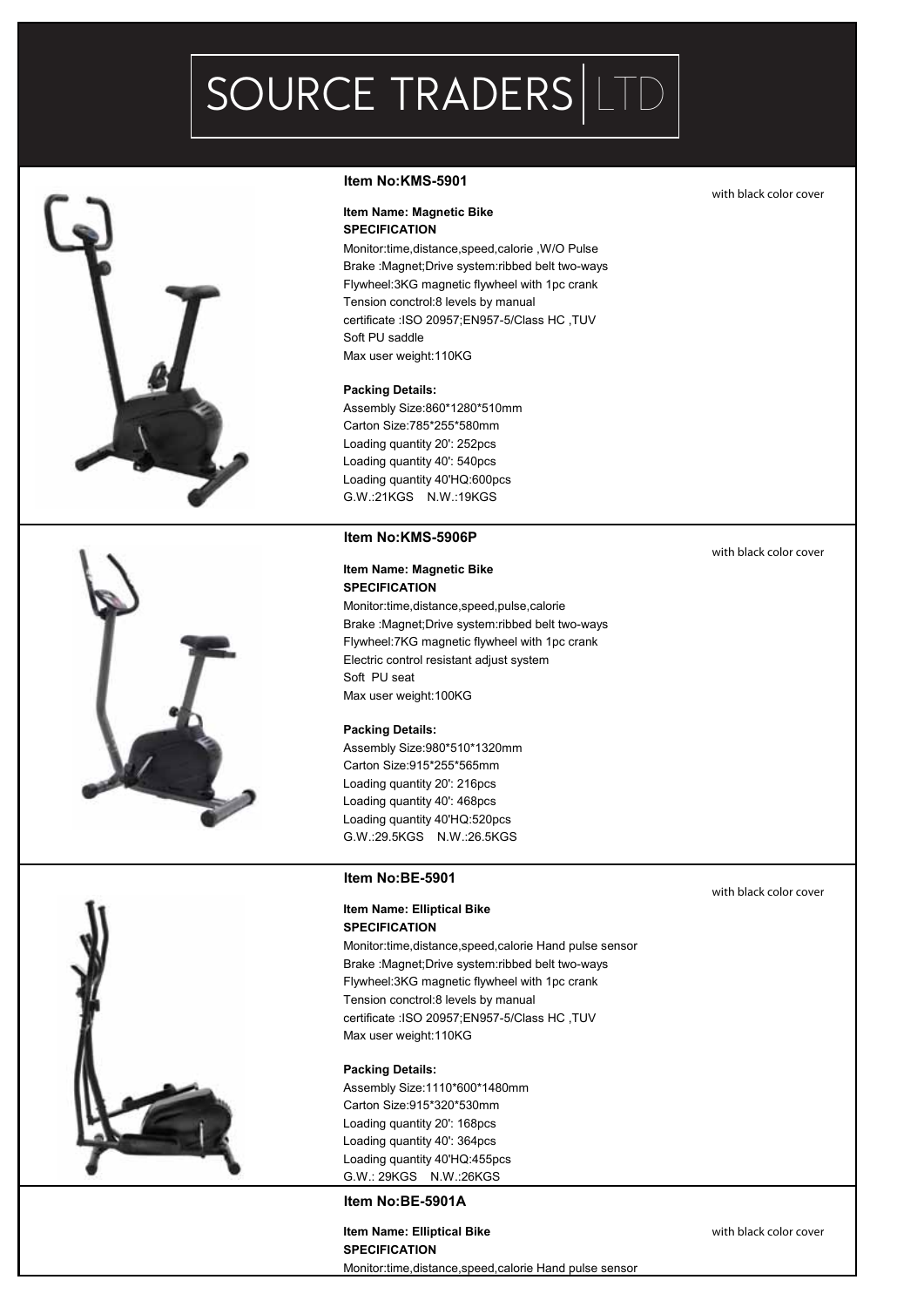# SOURCE TRADERS | LTD

### Item No:KMS-5901

with black color cover

**Item Name: Magnetic Bike**
**SPECIFICATION**

Monitor:time,distance,speed,calorie ,W/O Pulse
Brake :Magnet;Drive system:ribbed belt two-ways
Flywheel:3KG magnetic flywheel with 1pc crank
Tension conctrol:8 levels by manual
certificate :ISO 20957;EN957-5/Class HC ,TUV
Soft PU saddle
Max user weight:110KG

**Packing Details:**

Assembly Size:860*1280*510mm
Carton Size:785*255*580mm
Loading quantity 20': 252pcs
Loading quantity 40': 540pcs
Loading quantity 40'HQ:600pcs
G.W.:21KGS N.W.:19KGS

### Item No:KMS-5906P

with black color cover

**Item Name: Magnetic Bike**
**SPECIFICATION**

Monitor:time,distance,speed,pulse,calorie
Brake :Magnet;Drive system:ribbed belt two-ways
Flywheel:7KG magnetic flywheel with 1pc crank
Electric control resistant adjust system
Soft PU seat
Max user weight:100KG

**Packing Details:**

Assembly Size:980*510*1320mm
Carton Size:915*255*565mm
Loading quantity 20': 216pcs
Loading quantity 40': 468pcs
Loading quantity 40'HQ:520pcs
G.W.:29.5KGS N.W.:26.5KGS

### Item No:BE-5901

with black color cover

**Item Name: Elliptical Bike**
**SPECIFICATION**

Monitor:time,distance,speed,calorie Hand pulse sensor
Brake :Magnet;Drive system:ribbed belt two-ways
Flywheel:3KG magnetic flywheel with 1pc crank
Tension conctrol:8 levels by manual
certificate :ISO 20957;EN957-5/Class HC ,TUV
Max user weight:110KG

**Packing Details:**

Assembly Size:1110*600*1480mm
Carton Size:915*320*530mm
Loading quantity 20': 168pcs
Loading quantity 40': 364pcs
Loading quantity 40'HQ:455pcs
G.W.: 29KGS N.W.:26KGS

### Item No:BE-5901A

with black color cover

**Item Name: Elliptical Bike**
**SPECIFICATION**

Monitor:time,distance,speed,calorie Hand pulse sensor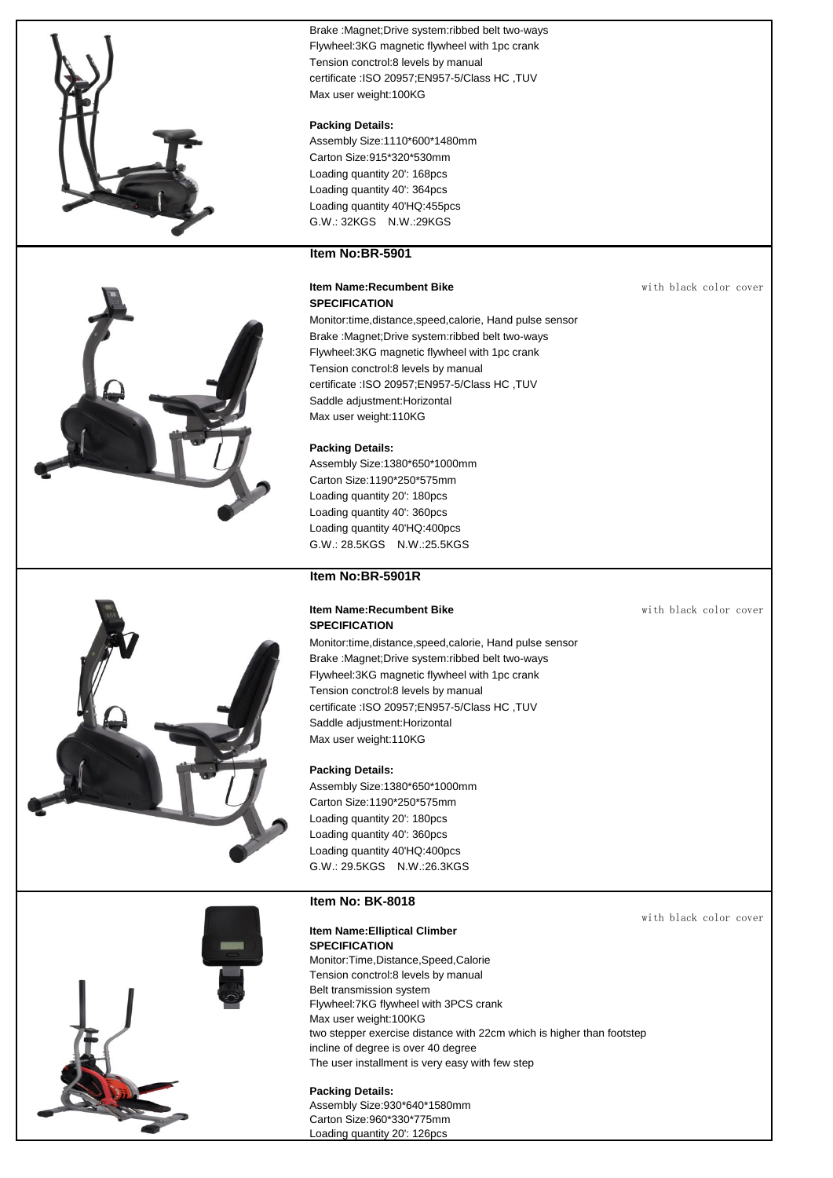Brake :Magnet;Drive system:ribbed belt two-ways
Flywheel:3KG magnetic flywheel with 1pc crank
Tension conctrol:8 levels by manual
certificate :ISO 20957;EN957-5/Class HC ,TUV
Max user weight:100KG

**Packing Details:**
Assembly Size:1110*600*1480mm
Carton Size:915*320*530mm
Loading quantity 20': 168pcs
Loading quantity 40': 364pcs
Loading quantity 40'HQ:455pcs
G.W.: 32KGS N.W.:29KGS

**Item No:BR-5901**

**Item Name:Recumbent Bike** with black color cover
**SPECIFICATION**
Monitor:time,distance,speed,calorie, Hand pulse sensor
Brake :Magnet;Drive system:ribbed belt two-ways
Flywheel:3KG magnetic flywheel with 1pc crank
Tension conctrol:8 levels by manual
certificate :ISO 20957;EN957-5/Class HC ,TUV
Saddle adjustment:Horizontal
Max user weight:110KG

**Packing Details:**
Assembly Size:1380*650*1000mm
Carton Size:1190*250*575mm
Loading quantity 20': 180pcs
Loading quantity 40': 360pcs
Loading quantity 40'HQ:400pcs
G.W.: 28.5KGS N.W.:25.5KGS

**Item No:BR-5901R**

**Item Name:Recumbent Bike** with black color cover
**SPECIFICATION**
Monitor:time,distance,speed,calorie, Hand pulse sensor
Brake :Magnet;Drive system:ribbed belt two-ways
Flywheel:3KG magnetic flywheel with 1pc crank
Tension conctrol:8 levels by manual
certificate :ISO 20957;EN957-5/Class HC ,TUV
Saddle adjustment:Horizontal
Max user weight:110KG

**Packing Details:**
Assembly Size:1380*650*1000mm
Carton Size:1190*250*575mm
Loading quantity 20': 180pcs
Loading quantity 40': 360pcs
Loading quantity 40'HQ:400pcs
G.W.: 29.5KGS N.W.:26.3KGS

**Item No: BK-8018**

with black color cover

**Item Name:Elliptical Climber**
**SPECIFICATION**
Monitor:Time,Distance,Speed,Calorie
Tension conctrol:8 levels by manual
Belt transmission system
Flywheel:7KG flywheel with 3PCS crank
Max user weight:100KG
two stepper exercise distance with 22cm which is higher than footstep
incline of degree is over 40 degree
The user installment is very easy with few step

**Packing Details:**
Assembly Size:930*640*1580mm
Carton Size:960*330*775mm
Loading quantity 20': 126pcs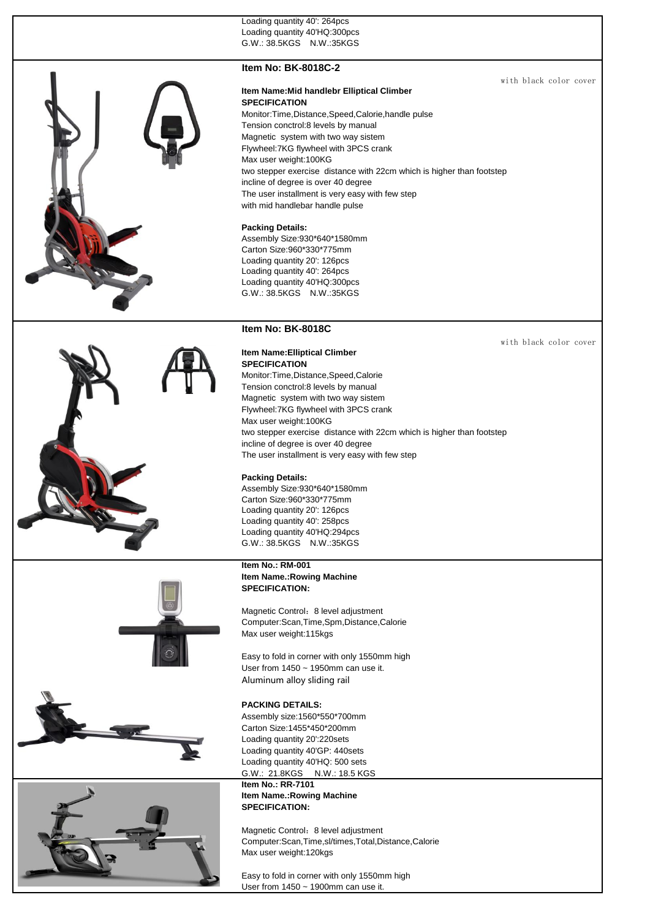Loading quantity 40': 264pcs
Loading quantity 40'HQ:300pcs
G.W.: 38.5KGS N.W.:35KGS

### Item No: BK-8018C-2

with black color cover

**Item Name:Mid handlebr Elliptical Climber**
**SPECIFICATION**
Monitor:Time,Distance,Speed,Calorie,handle pulse
Tension conctrol:8 levels by manual
Magnetic system with two way sistem
Flywheel:7KG flywheel with 3PCS crank
Max user weight:100KG
two stepper exercise distance with 22cm which is higher than footstep
incline of degree is over 40 degree
The user installment is very easy with few step
with mid handlebar handle pulse

**Packing Details:**
Assembly Size:930*640*1580mm
Carton Size:960*330*775mm
Loading quantity 20': 126pcs
Loading quantity 40': 264pcs
Loading quantity 40'HQ:300pcs
G.W.: 38.5KGS N.W.:35KGS

### Item No: BK-8018C

with black color cover

**Item Name:Elliptical Climber**
**SPECIFICATION**
Monitor:Time,Distance,Speed,Calorie
Tension conctrol:8 levels by manual
Magnetic system with two way sistem
Flywheel:7KG flywheel with 3PCS crank
Max user weight:100KG
two stepper exercise distance with 22cm which is higher than footstep
incline of degree is over 40 degree
The user installment is very easy with few step

**Packing Details:**
Assembly Size:930*640*1580mm
Carton Size:960*330*775mm
Loading quantity 20': 126pcs
Loading quantity 40': 258pcs
Loading quantity 40'HQ:294pcs
G.W.: 38.5KGS N.W.:35KGS

**Item No.: RM-001**
**Item Name.:Rowing Machine**
**SPECIFICATION:**

Magnetic Control：8 level adjustment
Computer:Scan,Time,Spm,Distance,Calorie
Max user weight:115kgs

Easy to fold in corner with only 1550mm high
User from 1450 ~ 1950mm can use it.
Aluminum alloy sliding rail

**PACKING DETAILS:**
Assembly size:1560*550*700mm
Carton Size:1455*450*200mm
Loading quantity 20':220sets
Loading quantity 40'GP: 440sets
Loading quantity 40'HQ: 500 sets
G.W.: 21.8KGS N.W.: 18.5 KGS

**Item No.: RR-7101**
**Item Name.:Rowing Machine**
**SPECIFICATION:**

Magnetic Control：8 level adjustment
Computer:Scan,Time,sl/times,Total,Distance,Calorie
Max user weight:120kgs

Easy to fold in corner with only 1550mm high
User from 1450 ~ 1900mm can use it.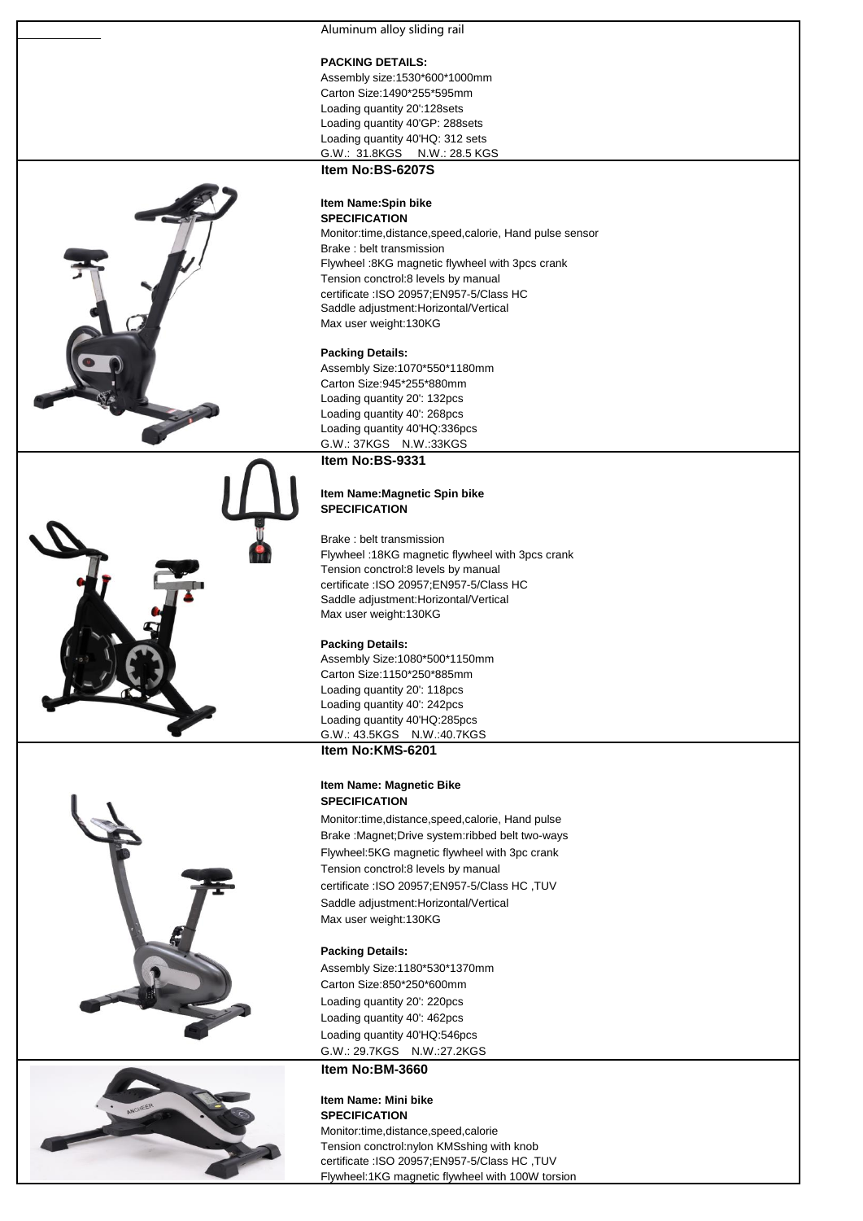Aluminum alloy sliding rail

**PACKING DETAILS:**

Assembly size:1530*600*1000mm
Carton Size:1490*255*595mm
Loading quantity 20':128sets
Loading quantity 40'GP: 288sets
Loading quantity 40'HQ: 312 sets
G.W.: 31.8KGS N.W.: 28.5 KGS

**Item No:BS-6207S**

**Item Name:Spin bike**
**SPECIFICATION**

Monitor:time,distance,speed,calorie, Hand pulse sensor
Brake : belt transmission
Flywheel :8KG magnetic flywheel with 3pcs crank
Tension conctrol:8 levels by manual
certificate :ISO 20957;EN957-5/Class HC
Saddle adjustment:Horizontal/Vertical
Max user weight:130KG

**Packing Details:**

Assembly Size:1070*550*1180mm
Carton Size:945*255*880mm
Loading quantity 20': 132pcs
Loading quantity 40': 268pcs
Loading quantity 40'HQ:336pcs
G.W.: 37KGS N.W.:33KGS

**Item No:BS-9331**

**Item Name:Magnetic Spin bike**
**SPECIFICATION**

Brake : belt transmission
Flywheel :18KG magnetic flywheel with 3pcs crank
Tension conctrol:8 levels by manual
certificate :ISO 20957;EN957-5/Class HC
Saddle adjustment:Horizontal/Vertical
Max user weight:130KG

**Packing Details:**

Assembly Size:1080*500*1150mm
Carton Size:1150*250*885mm
Loading quantity 20': 118pcs
Loading quantity 40': 242pcs
Loading quantity 40'HQ:285pcs
G.W.: 43.5KGS N.W.:40.7KGS

**Item No:KMS-6201**

**Item Name: Magnetic Bike**
**SPECIFICATION**

Monitor:time,distance,speed,calorie, Hand pulse
Brake :Magnet;Drive system:ribbed belt two-ways
Flywheel:5KG magnetic flywheel with 3pc crank
Tension conctrol:8 levels by manual
certificate :ISO 20957;EN957-5/Class HC ,TUV
Saddle adjustment:Horizontal/Vertical
Max user weight:130KG

**Packing Details:**

Assembly Size:1180*530*1370mm
Carton Size:850*250*600mm
Loading quantity 20': 220pcs
Loading quantity 40': 462pcs
Loading quantity 40'HQ:546pcs
G.W.: 29.7KGS N.W.:27.2KGS

**Item No:BM-3660**

**Item Name: Mini bike**
**SPECIFICATION**

Monitor:time,distance,speed,calorie
Tension conctrol:nylon KMSshing with knob
certificate :ISO 20957;EN957-5/Class HC ,TUV
Flywheel:1KG magnetic flywheel with 100W torsion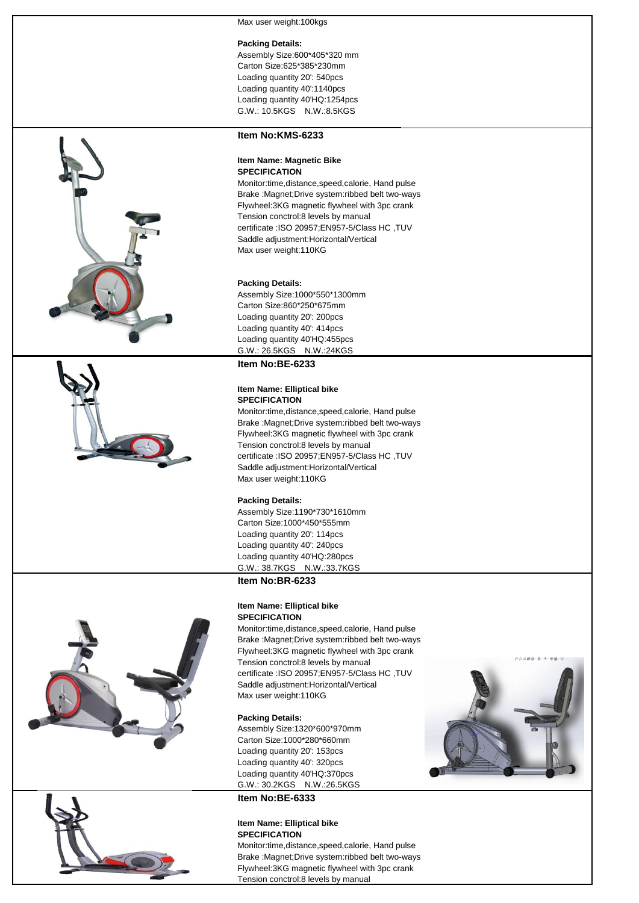Max user weight:100kgs

**Packing Details:**
Assembly Size:600*405*320 mm
Carton Size:625*385*230mm
Loading quantity 20': 540pcs
Loading quantity 40':1140pcs
Loading quantity 40'HQ:1254pcs
G.W.: 10.5KGS N.W.:8.5KGS

**Item No:KMS-6233**

**Item Name: Magnetic Bike**
**SPECIFICATION**
Monitor:time,distance,speed,calorie, Hand pulse
Brake :Magnet;Drive system:ribbed belt two-ways
Flywheel:3KG magnetic flywheel with 3pc crank
Tension conctrol:8 levels by manual
certificate :ISO 20957;EN957-5/Class HC ,TUV
Saddle adjustment:Horizontal/Vertical
Max user weight:110KG

**Packing Details:**
Assembly Size:1000*550*1300mm
Carton Size:860*250*675mm
Loading quantity 20': 200pcs
Loading quantity 40': 414pcs
Loading quantity 40'HQ:455pcs
G.W.: 26.5KGS N.W.:24KGS

**Item No:BE-6233**

**Item Name: Elliptical bike**
**SPECIFICATION**
Monitor:time,distance,speed,calorie, Hand pulse
Brake :Magnet;Drive system:ribbed belt two-ways
Flywheel:3KG magnetic flywheel with 3pc crank
Tension conctrol:8 levels by manual
certificate :ISO 20957;EN957-5/Class HC ,TUV
Saddle adjustment:Horizontal/Vertical
Max user weight:110KG

**Packing Details:**
Assembly Size:1190*730*1610mm
Carton Size:1000*450*555mm
Loading quantity 20': 114pcs
Loading quantity 40': 240pcs
Loading quantity 40'HQ:280pcs
G.W.: 38.7KGS N.W.:33.7KGS

**Item No:BR-6233**

**Item Name: Elliptical bike**
**SPECIFICATION**
Monitor:time,distance,speed,calorie, Hand pulse
Brake :Magnet;Drive system:ribbed belt two-ways
Flywheel:3KG magnetic flywheel with 3pc crank
Tension conctrol:8 levels by manual
certificate :ISO 20957;EN957-5/Class HC ,TUV
Saddle adjustment:Horizontal/Vertical
Max user weight:110KG

**Packing Details:**
Assembly Size:1320*600*970mm
Carton Size:1000*280*660mm
Loading quantity 20': 153pcs
Loading quantity 40': 320pcs
Loading quantity 40'HQ:370pcs
G.W.: 30.2KGS N.W.:26.5KGS

**Item No:BE-6333**

**Item Name: Elliptical bike**
**SPECIFICATION**
Monitor:time,distance,speed,calorie, Hand pulse
Brake :Magnet;Drive system:ribbed belt two-ways
Flywheel:3KG magnetic flywheel with 3pc crank
Tension conctrol:8 levels by manual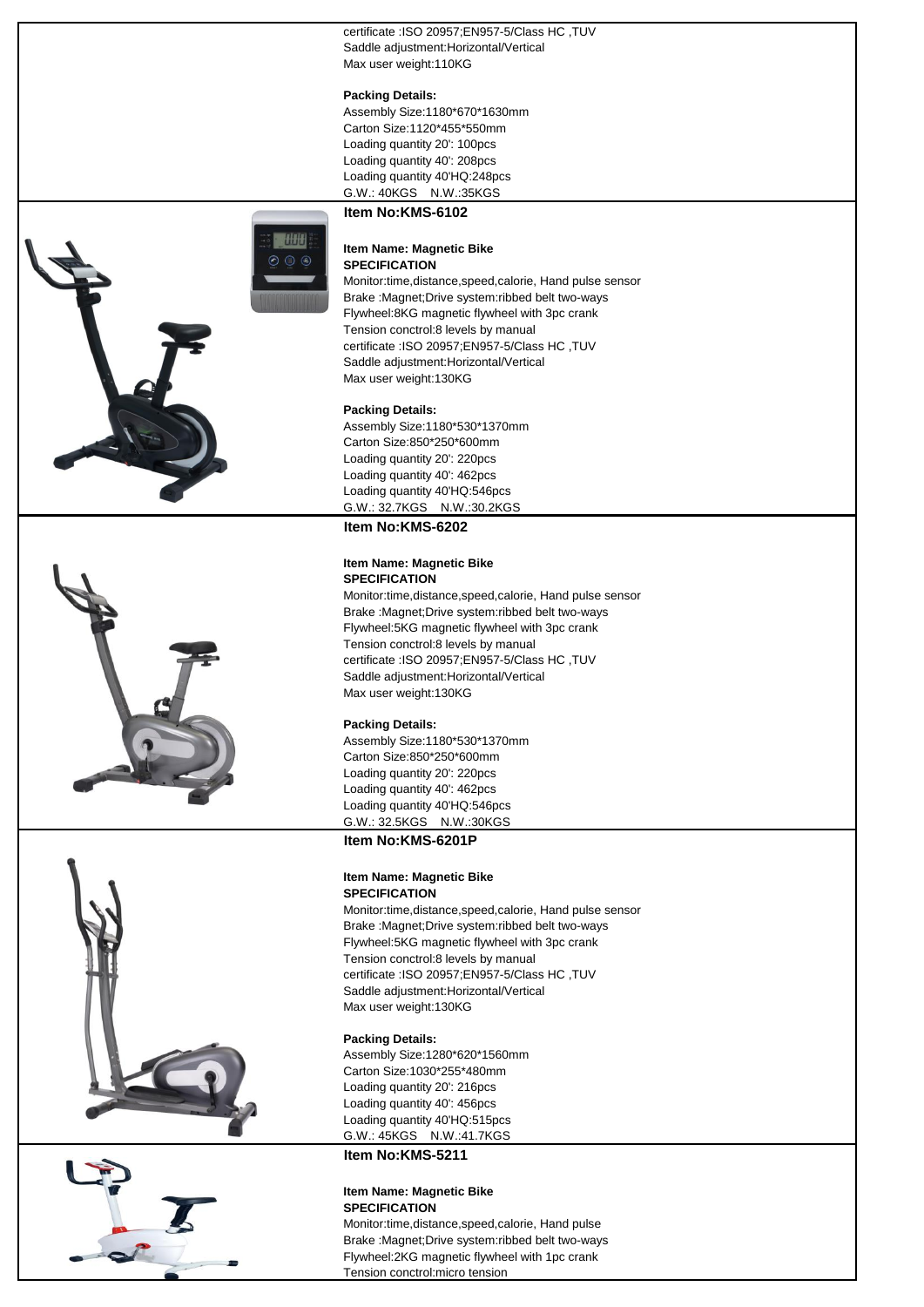certificate :ISO 20957;EN957-5/Class HC ,TUV
Saddle adjustment:Horizontal/Vertical
Max user weight:110KG

**Packing Details:**
Assembly Size:1180*670*1630mm
Carton Size:1120*455*550mm
Loading quantity 20': 100pcs
Loading quantity 40': 208pcs
Loading quantity 40'HQ:248pcs
G.W.: 40KGS N.W.:35KGS

**Item No:KMS-6102**

**Item Name: Magnetic Bike**
**SPECIFICATION**
Monitor:time,distance,speed,calorie, Hand pulse sensor
Brake :Magnet;Drive system:ribbed belt two-ways
Flywheel:8KG magnetic flywheel with 3pc crank
Tension conctrol:8 levels by manual
certificate :ISO 20957;EN957-5/Class HC ,TUV
Saddle adjustment:Horizontal/Vertical
Max user weight:130KG

**Packing Details:**
Assembly Size:1180*530*1370mm
Carton Size:850*250*600mm
Loading quantity 20': 220pcs
Loading quantity 40': 462pcs
Loading quantity 40'HQ:546pcs
G.W.: 32.7KGS N.W.:30.2KGS

**Item No:KMS-6202**

**Item Name: Magnetic Bike**
**SPECIFICATION**
Monitor:time,distance,speed,calorie, Hand pulse sensor
Brake :Magnet;Drive system:ribbed belt two-ways
Flywheel:5KG magnetic flywheel with 3pc crank
Tension conctrol:8 levels by manual
certificate :ISO 20957;EN957-5/Class HC ,TUV
Saddle adjustment:Horizontal/Vertical
Max user weight:130KG

**Packing Details:**
Assembly Size:1180*530*1370mm
Carton Size:850*250*600mm
Loading quantity 20': 220pcs
Loading quantity 40': 462pcs
Loading quantity 40'HQ:546pcs
G.W.: 32.5KGS N.W.:30KGS

**Item No:KMS-6201P**

**Item Name: Magnetic Bike**
**SPECIFICATION**
Monitor:time,distance,speed,calorie, Hand pulse sensor
Brake :Magnet;Drive system:ribbed belt two-ways
Flywheel:5KG magnetic flywheel with 3pc crank
Tension conctrol:8 levels by manual
certificate :ISO 20957;EN957-5/Class HC ,TUV
Saddle adjustment:Horizontal/Vertical
Max user weight:130KG

**Packing Details:**
Assembly Size:1280*620*1560mm
Carton Size:1030*255*480mm
Loading quantity 20': 216pcs
Loading quantity 40': 456pcs
Loading quantity 40'HQ:515pcs
G.W.: 45KGS N.W.:41.7KGS

**Item No:KMS-5211**

**Item Name: Magnetic Bike**
**SPECIFICATION**
Monitor:time,distance,speed,calorie, Hand pulse
Brake :Magnet;Drive system:ribbed belt two-ways
Flywheel:2KG magnetic flywheel with 1pc crank
Tension conctrol:micro tension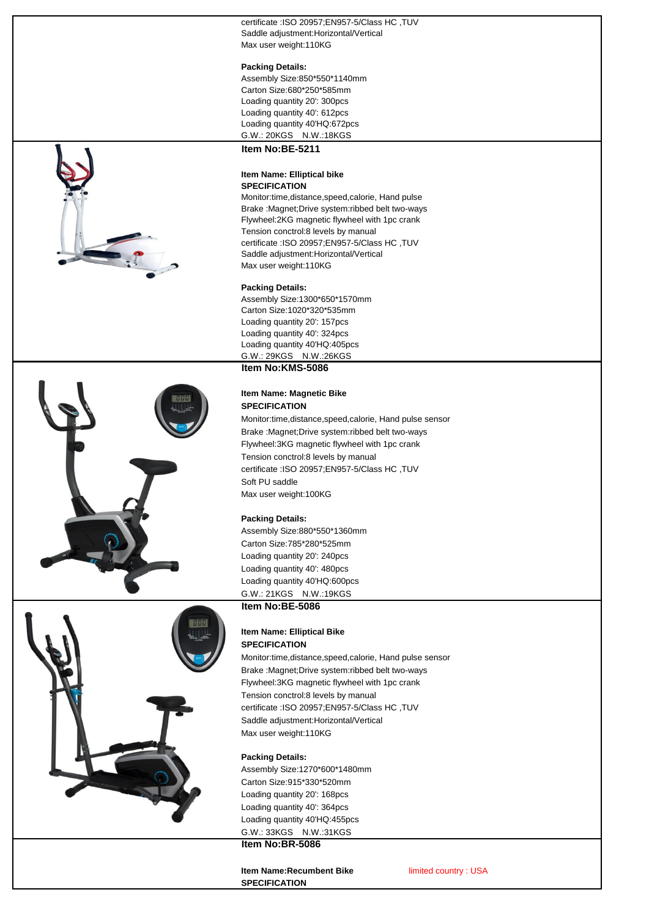certificate :ISO 20957;EN957-5/Class HC ,TUV
Saddle adjustment:Horizontal/Vertical
Max user weight:110KG

**Packing Details:**
Assembly Size:850*550*1140mm
Carton Size:680*250*585mm
Loading quantity 20': 300pcs
Loading quantity 40': 612pcs
Loading quantity 40'HQ:672pcs
G.W.: 20KGS N.W.:18KGS

**Item No:BE-5211**

**Item Name: Elliptical bike**
**SPECIFICATION**
Monitor:time,distance,speed,calorie, Hand pulse
Brake :Magnet;Drive system:ribbed belt two-ways
Flywheel:2KG magnetic flywheel with 1pc crank
Tension conctrol:8 levels by manual
certificate :ISO 20957;EN957-5/Class HC ,TUV
Saddle adjustment:Horizontal/Vertical
Max user weight:110KG

**Packing Details:**
Assembly Size:1300*650*1570mm
Carton Size:1020*320*535mm
Loading quantity 20': 157pcs
Loading quantity 40': 324pcs
Loading quantity 40'HQ:405pcs
G.W.: 29KGS N.W.:26KGS

**Item No:KMS-5086**

**Item Name: Magnetic Bike**
**SPECIFICATION**
Monitor:time,distance,speed,calorie, Hand pulse sensor
Brake :Magnet;Drive system:ribbed belt two-ways
Flywheel:3KG magnetic flywheel with 1pc crank
Tension conctrol:8 levels by manual
certificate :ISO 20957;EN957-5/Class HC ,TUV
Soft PU saddle
Max user weight:100KG

**Packing Details:**
Assembly Size:880*550*1360mm
Carton Size:785*280*525mm
Loading quantity 20': 240pcs
Loading quantity 40': 480pcs
Loading quantity 40'HQ:600pcs
G.W.: 21KGS N.W.:19KGS

**Item No:BE-5086**

**Item Name: Elliptical Bike**
**SPECIFICATION**
Monitor:time,distance,speed,calorie, Hand pulse sensor
Brake :Magnet;Drive system:ribbed belt two-ways
Flywheel:3KG magnetic flywheel with 1pc crank
Tension conctrol:8 levels by manual
certificate :ISO 20957;EN957-5/Class HC ,TUV
Saddle adjustment:Horizontal/Vertical
Max user weight:110KG

**Packing Details:**
Assembly Size:1270*600*1480mm
Carton Size:915*330*520mm
Loading quantity 20': 168pcs
Loading quantity 40': 364pcs
Loading quantity 40'HQ:455pcs
G.W.: 33KGS N.W.:31KGS

**Item No:BR-5086**

**Item Name:Recumbent Bike** limited country : USA
**SPECIFICATION**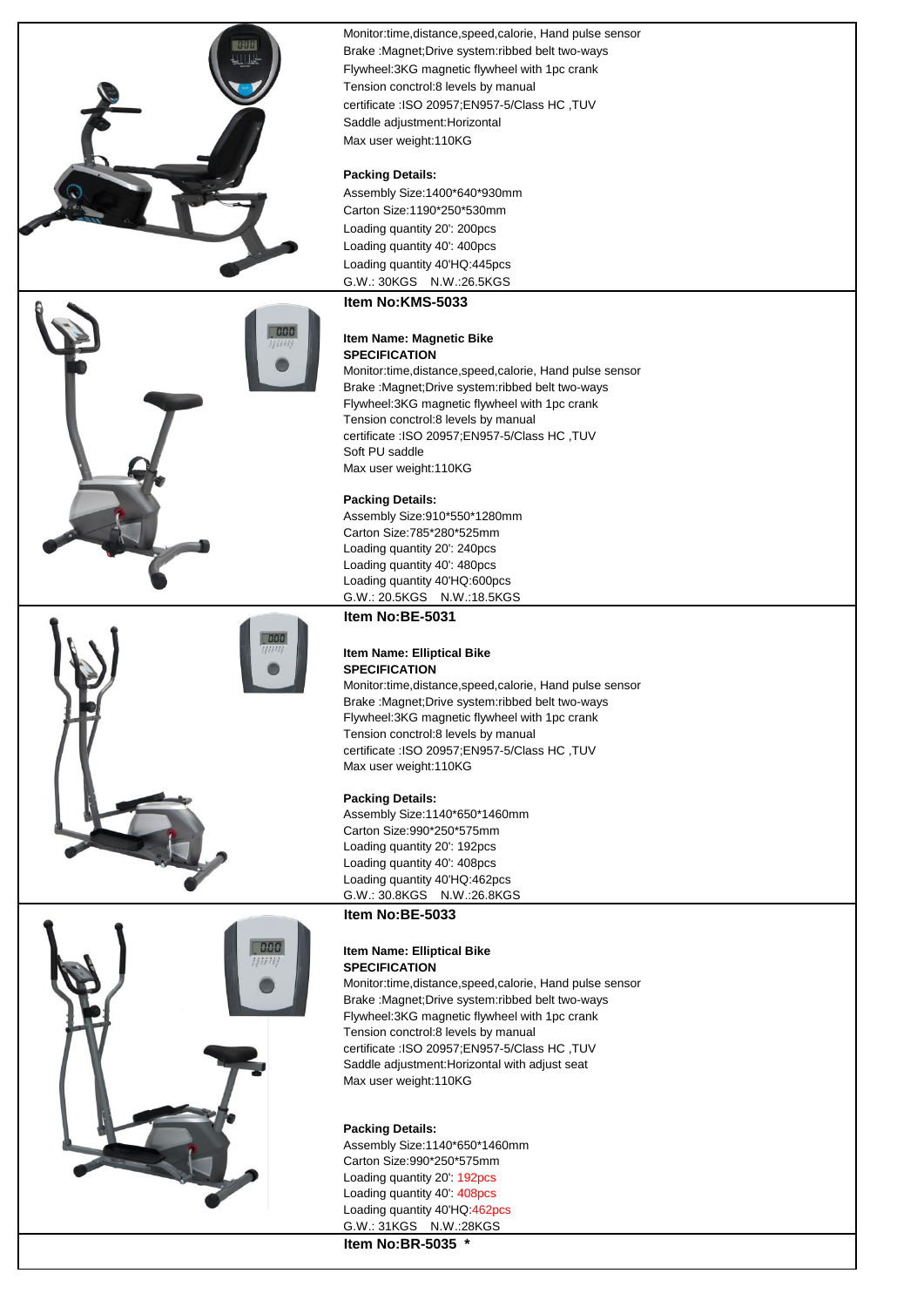Monitor:time,distance,speed,calorie, Hand pulse sensor
Brake :Magnet;Drive system:ribbed belt two-ways
Flywheel:3KG magnetic flywheel with 1pc crank
Tension conctrol:8 levels by manual
certificate :ISO 20957;EN957-5/Class HC ,TUV
Saddle adjustment:Horizontal
Max user weight:110KG

**Packing Details:**
Assembly Size:1400*640*930mm
Carton Size:1190*250*530mm
Loading quantity 20': 200pcs
Loading quantity 40': 400pcs
Loading quantity 40'HQ:445pcs
G.W.: 30KGS N.W.:26.5KGS

**Item No:KMS-5033**

**Item Name: Magnetic Bike**
**SPECIFICATION**
Monitor:time,distance,speed,calorie, Hand pulse sensor
Brake :Magnet;Drive system:ribbed belt two-ways
Flywheel:3KG magnetic flywheel with 1pc crank
Tension conctrol:8 levels by manual
certificate :ISO 20957;EN957-5/Class HC ,TUV
Soft PU saddle
Max user weight:110KG

**Packing Details:**
Assembly Size:910*550*1280mm
Carton Size:785*280*525mm
Loading quantity 20': 240pcs
Loading quantity 40': 480pcs
Loading quantity 40'HQ:600pcs
G.W.: 20.5KGS N.W.:18.5KGS

**Item No:BE-5031**

**Item Name: Elliptical Bike**
**SPECIFICATION**
Monitor:time,distance,speed,calorie, Hand pulse sensor
Brake :Magnet;Drive system:ribbed belt two-ways
Flywheel:3KG magnetic flywheel with 1pc crank
Tension conctrol:8 levels by manual
certificate :ISO 20957;EN957-5/Class HC ,TUV
Max user weight:110KG

**Packing Details:**
Assembly Size:1140*650*1460mm
Carton Size:990*250*575mm
Loading quantity 20': 192pcs
Loading quantity 40': 408pcs
Loading quantity 40'HQ:462pcs
G.W.: 30.8KGS N.W.:26.8KGS

**Item No:BE-5033**

**Item Name: Elliptical Bike**
**SPECIFICATION**
Monitor:time,distance,speed,calorie, Hand pulse sensor
Brake :Magnet;Drive system:ribbed belt two-ways
Flywheel:3KG magnetic flywheel with 1pc crank
Tension conctrol:8 levels by manual
certificate :ISO 20957;EN957-5/Class HC ,TUV
Saddle adjustment:Horizontal with adjust seat
Max user weight:110KG

**Packing Details:**
Assembly Size:1140*650*1460mm
Carton Size:990*250*575mm
Loading quantity 20': 192pcs
Loading quantity 40': 408pcs
Loading quantity 40'HQ:462pcs
G.W.: 31KGS N.W.:28KGS

**Item No:BR-5035 \***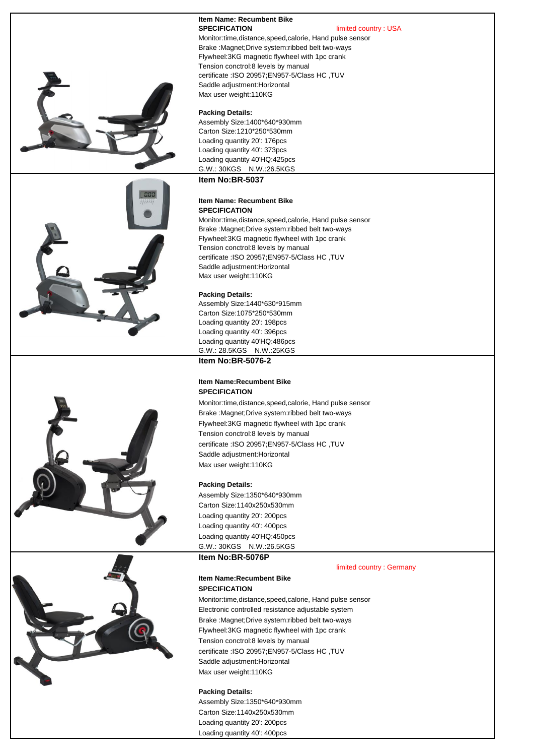**Item Name: Recumbent Bike**

**SPECIFICATION** limited country : USA

Monitor:time,distance,speed,calorie, Hand pulse sensor
Brake :Magnet;Drive system:ribbed belt two-ways
Flywheel:3KG magnetic flywheel with 1pc crank
Tension conctrol:8 levels by manual
certificate :ISO 20957;EN957-5/Class HC ,TUV
Saddle adjustment:Horizontal
Max user weight:110KG

**Packing Details:**

Assembly Size:1400*640*930mm
Carton Size:1210*250*530mm
Loading quantity 20': 176pcs
Loading quantity 40': 373pcs
Loading quantity 40'HQ:425pcs
G.W.: 30KGS N.W.:26.5KGS

**Item No:BR-5037**

**Item Name: Recumbent Bike**

**SPECIFICATION**

Monitor:time,distance,speed,calorie, Hand pulse sensor
Brake :Magnet;Drive system:ribbed belt two-ways
Flywheel:3KG magnetic flywheel with 1pc crank
Tension conctrol:8 levels by manual
certificate :ISO 20957;EN957-5/Class HC ,TUV
Saddle adjustment:Horizontal
Max user weight:110KG

**Packing Details:**

Assembly Size:1440*630*915mm
Carton Size:1075*250*530mm
Loading quantity 20': 198pcs
Loading quantity 40': 396pcs
Loading quantity 40'HQ:486pcs
G.W.: 28.5KGS N.W.:25KGS

**Item No:BR-5076-2**

**Item Name:Recumbent Bike**

**SPECIFICATION**

Monitor:time,distance,speed,calorie, Hand pulse sensor
Brake :Magnet;Drive system:ribbed belt two-ways
Flywheel:3KG magnetic flywheel with 1pc crank
Tension conctrol:8 levels by manual
certificate :ISO 20957;EN957-5/Class HC ,TUV
Saddle adjustment:Horizontal
Max user weight:110KG

**Packing Details:**

Assembly Size:1350*640*930mm
Carton Size:1140x250x530mm
Loading quantity 20': 200pcs
Loading quantity 40': 400pcs
Loading quantity 40'HQ:450pcs
G.W.: 30KGS N.W.:26.5KGS

**Item No:BR-5076P**

limited country : Germany

**Item Name:Recumbent Bike**

**SPECIFICATION**

Monitor:time,distance,speed,calorie, Hand pulse sensor
Electronic controlled resistance adjustable system
Brake :Magnet;Drive system:ribbed belt two-ways
Flywheel:3KG magnetic flywheel with 1pc crank
Tension conctrol:8 levels by manual
certificate :ISO 20957;EN957-5/Class HC ,TUV
Saddle adjustment:Horizontal
Max user weight:110KG

**Packing Details:**

Assembly Size:1350*640*930mm
Carton Size:1140x250x530mm
Loading quantity 20': 200pcs
Loading quantity 40': 400pcs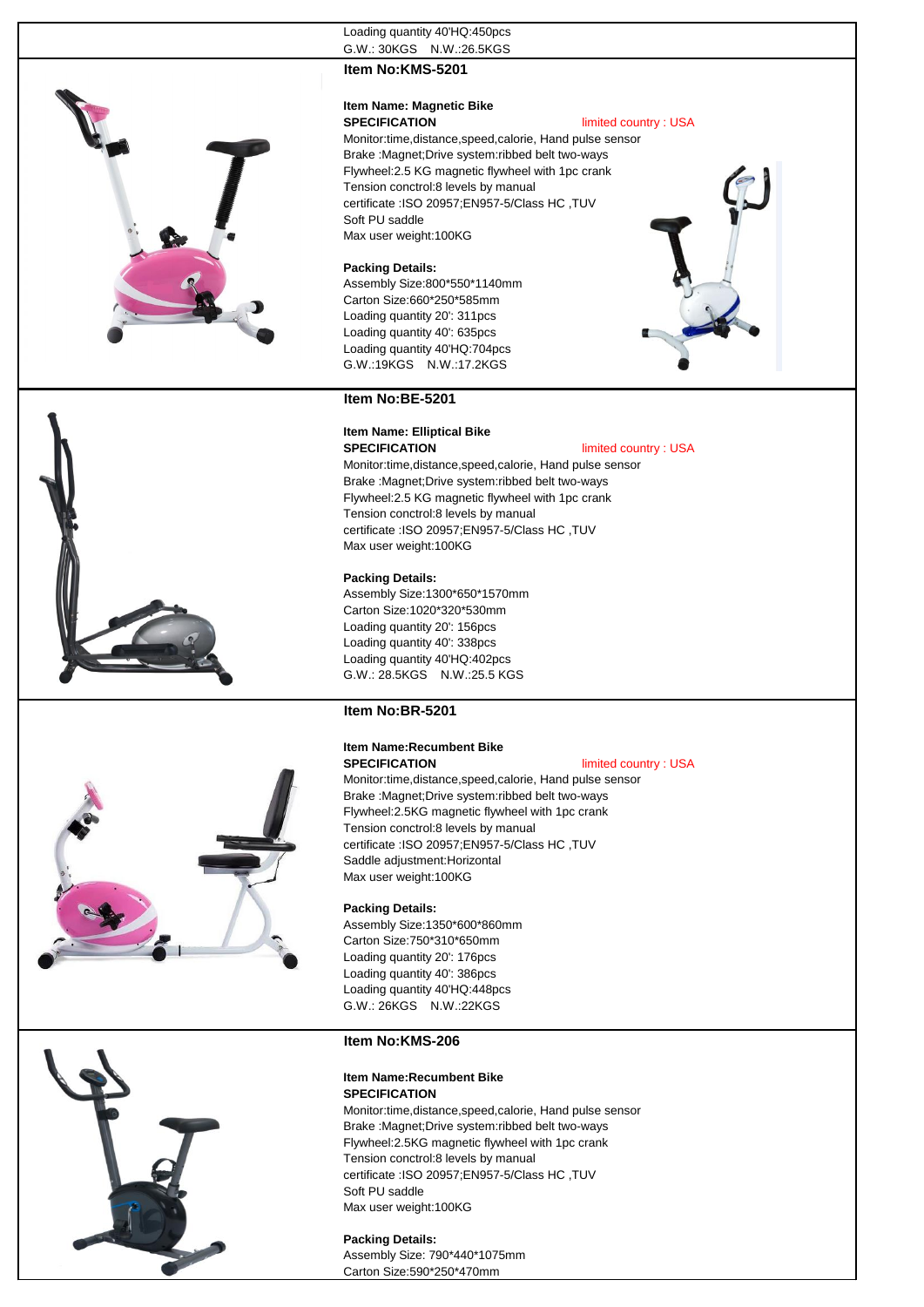Loading quantity 40'HQ:450pcs
G.W.: 30KGS N.W.:26.5KGS

**Item No:KMS-5201**

**Item Name: Magnetic Bike**
**SPECIFICATION** limited country : USA
Monitor:time,distance,speed,calorie, Hand pulse sensor
Brake :Magnet;Drive system:ribbed belt two-ways
Flywheel:2.5 KG magnetic flywheel with 1pc crank
Tension conctrol:8 levels by manual
certificate :ISO 20957;EN957-5/Class HC ,TUV
Soft PU saddle
Max user weight:100KG

**Packing Details:**
Assembly Size:800*550*1140mm
Carton Size:660*250*585mm
Loading quantity 20': 311pcs
Loading quantity 40': 635pcs
Loading quantity 40'HQ:704pcs
G.W.:19KGS N.W.:17.2KGS

**Item No:BE-5201**

**Item Name: Elliptical Bike**
**SPECIFICATION** limited country : USA
Monitor:time,distance,speed,calorie, Hand pulse sensor
Brake :Magnet;Drive system:ribbed belt two-ways
Flywheel:2.5 KG magnetic flywheel with 1pc crank
Tension conctrol:8 levels by manual
certificate :ISO 20957;EN957-5/Class HC ,TUV
Max user weight:100KG

**Packing Details:**
Assembly Size:1300*650*1570mm
Carton Size:1020*320*530mm
Loading quantity 20': 156pcs
Loading quantity 40': 338pcs
Loading quantity 40'HQ:402pcs
G.W.: 28.5KGS N.W.:25.5 KGS

**Item No:BR-5201**

**Item Name:Recumbent Bike**
**SPECIFICATION** limited country : USA
Monitor:time,distance,speed,calorie, Hand pulse sensor
Brake :Magnet;Drive system:ribbed belt two-ways
Flywheel:2.5KG magnetic flywheel with 1pc crank
Tension conctrol:8 levels by manual
certificate :ISO 20957;EN957-5/Class HC ,TUV
Saddle adjustment:Horizontal
Max user weight:100KG

**Packing Details:**
Assembly Size:1350*600*860mm
Carton Size:750*310*650mm
Loading quantity 20': 176pcs
Loading quantity 40': 386pcs
Loading quantity 40'HQ:448pcs
G.W.: 26KGS N.W.:22KGS

**Item No:KMS-206**

**Item Name:Recumbent Bike**
**SPECIFICATION**
Monitor:time,distance,speed,calorie, Hand pulse sensor
Brake :Magnet;Drive system:ribbed belt two-ways
Flywheel:2.5KG magnetic flywheel with 1pc crank
Tension conctrol:8 levels by manual
certificate :ISO 20957;EN957-5/Class HC ,TUV
Soft PU saddle
Max user weight:100KG

**Packing Details:**
Assembly Size: 790*440*1075mm
Carton Size:590*250*470mm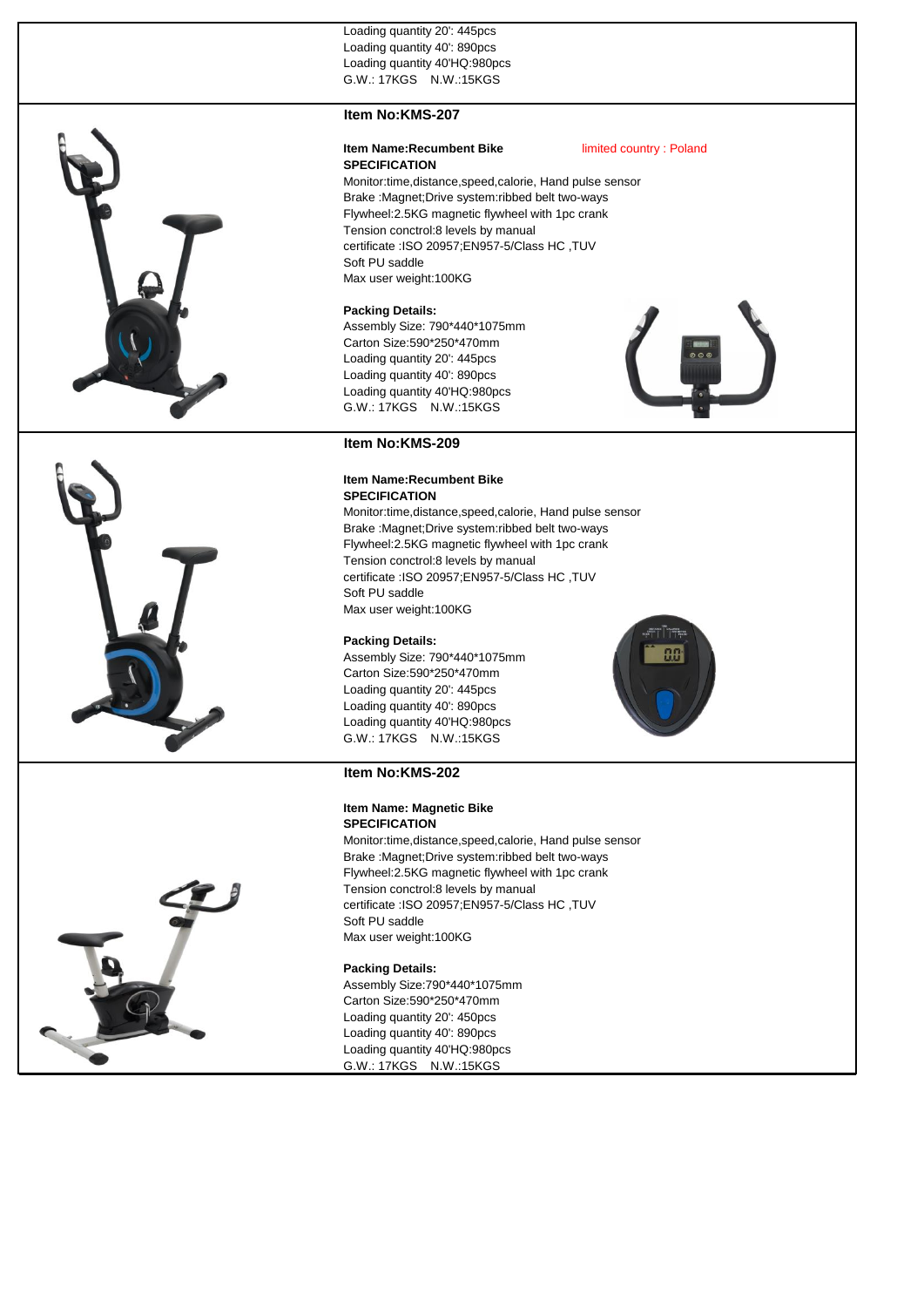Loading quantity 20': 445pcs
Loading quantity 40': 890pcs
Loading quantity 40'HQ:980pcs
G.W.: 17KGS N.W.:15KGS

### Item No:KMS-207

**Item Name:Recumbent Bike** limited country : Poland

**SPECIFICATION**

Monitor:time,distance,speed,calorie, Hand pulse sensor
Brake :Magnet;Drive system:ribbed belt two-ways
Flywheel:2.5KG magnetic flywheel with 1pc crank
Tension conctrol:8 levels by manual
certificate :ISO 20957;EN957-5/Class HC ,TUV
Soft PU saddle
Max user weight:100KG

**Packing Details:**

Assembly Size: 790*440*1075mm
Carton Size:590*250*470mm
Loading quantity 20': 445pcs
Loading quantity 40': 890pcs
Loading quantity 40'HQ:980pcs
G.W.: 17KGS N.W.:15KGS

### Item No:KMS-209

**Item Name:Recumbent Bike**

**SPECIFICATION**

Monitor:time,distance,speed,calorie, Hand pulse sensor
Brake :Magnet;Drive system:ribbed belt two-ways
Flywheel:2.5KG magnetic flywheel with 1pc crank
Tension conctrol:8 levels by manual
certificate :ISO 20957;EN957-5/Class HC ,TUV
Soft PU saddle
Max user weight:100KG

**Packing Details:**

Assembly Size: 790*440*1075mm
Carton Size:590*250*470mm
Loading quantity 20': 445pcs
Loading quantity 40': 890pcs
Loading quantity 40'HQ:980pcs
G.W.: 17KGS N.W.:15KGS

### Item No:KMS-202

**Item Name: Magnetic Bike**

**SPECIFICATION**

Monitor:time,distance,speed,calorie, Hand pulse sensor
Brake :Magnet;Drive system:ribbed belt two-ways
Flywheel:2.5KG magnetic flywheel with 1pc crank
Tension conctrol:8 levels by manual
certificate :ISO 20957;EN957-5/Class HC ,TUV
Soft PU saddle
Max user weight:100KG

**Packing Details:**

Assembly Size:790*440*1075mm
Carton Size:590*250*470mm
Loading quantity 20': 450pcs
Loading quantity 40': 890pcs
Loading quantity 40'HQ:980pcs
G.W.: 17KGS N.W.:15KGS